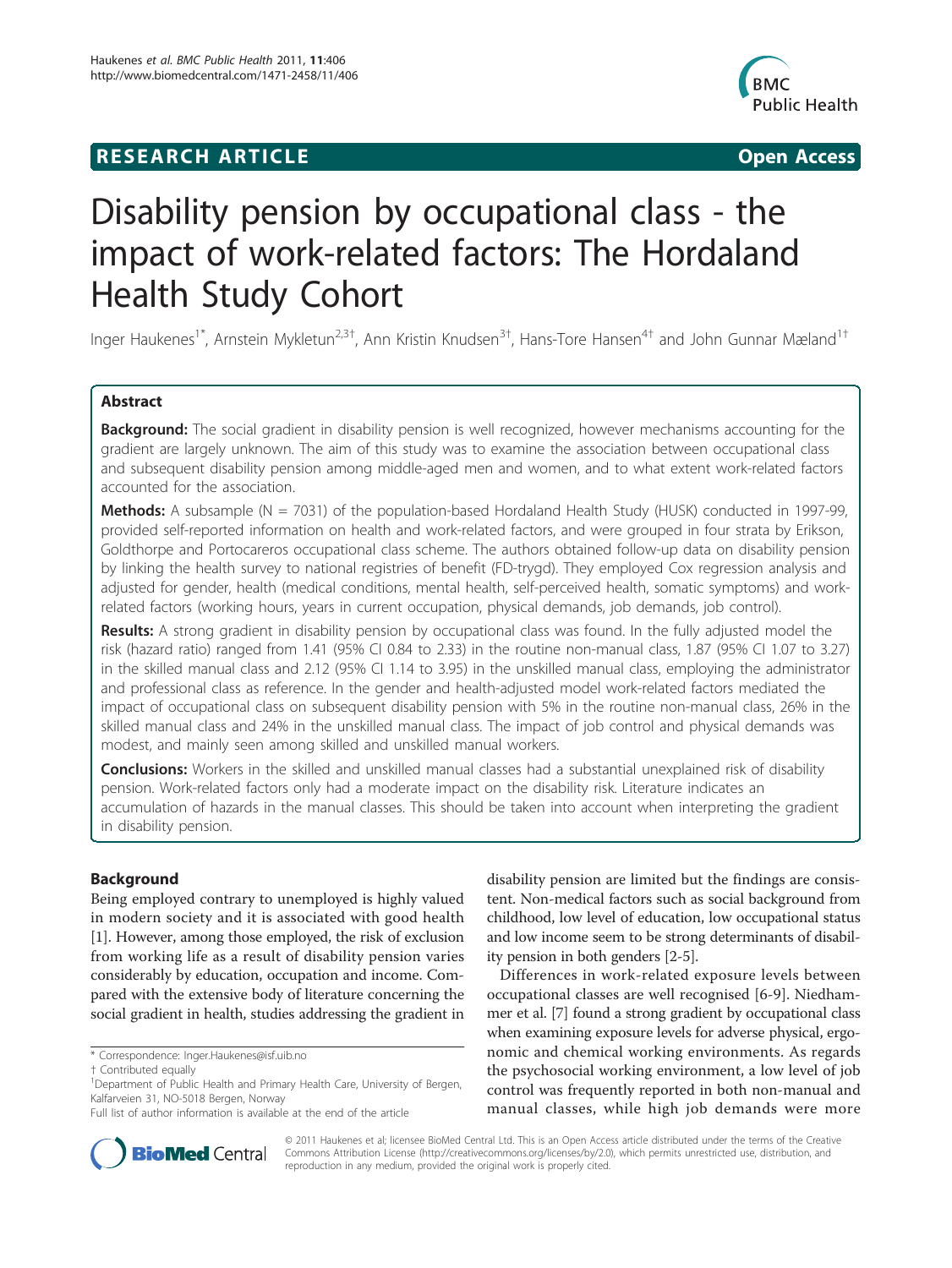**RESEARCH ARTICLE** **Open Access**

# Disability pension by occupational class - the impact of work-related factors: The Hordaland Health Study Cohort

Inger Haukenes[1*], Arnstein Mykletun[2,3†], Ann Kristin Knudsen[3†], Hans-Tore Hansen[4†] and John Gunnar Mæland[1†]

## Abstract

**Background:** The social gradient in disability pension is well recognized, however mechanisms accounting for the gradient are largely unknown. The aim of this study was to examine the association between occupational class and subsequent disability pension among middle-aged men and women, and to what extent work-related factors accounted for the association.

**Methods:** A subsample (N = 7031) of the population-based Hordaland Health Study (HUSK) conducted in 1997-99, provided self-reported information on health and work-related factors, and were grouped in four strata by Erikson, Goldthorpe and Portocareros occupational class scheme. The authors obtained follow-up data on disability pension by linking the health survey to national registries of benefit (FD-trygd). They employed Cox regression analysis and adjusted for gender, health (medical conditions, mental health, self-perceived health, somatic symptoms) and work-related factors (working hours, years in current occupation, physical demands, job demands, job control).

**Results:** A strong gradient in disability pension by occupational class was found. In the fully adjusted model the risk (hazard ratio) ranged from 1.41 (95% CI 0.84 to 2.33) in the routine non-manual class, 1.87 (95% CI 1.07 to 3.27) in the skilled manual class and 2.12 (95% CI 1.14 to 3.95) in the unskilled manual class, employing the administrator and professional class as reference. In the gender and health-adjusted model work-related factors mediated the impact of occupational class on subsequent disability pension with 5% in the routine non-manual class, 26% in the skilled manual class and 24% in the unskilled manual class. The impact of job control and physical demands was modest, and mainly seen among skilled and unskilled manual workers.

**Conclusions:** Workers in the skilled and unskilled manual classes had a substantial unexplained risk of disability pension. Work-related factors only had a moderate impact on the disability risk. Literature indicates an accumulation of hazards in the manual classes. This should be taken into account when interpreting the gradient in disability pension.

## Background

Being employed contrary to unemployed is highly valued in modern society and it is associated with good health [1]. However, among those employed, the risk of exclusion from working life as a result of disability pension varies considerably by education, occupation and income. Compared with the extensive body of literature concerning the social gradient in health, studies addressing the gradient in disability pension are limited but the findings are consistent. Non-medical factors such as social background from childhood, low level of education, low occupational status and low income seem to be strong determinants of disability pension in both genders [2-5].

Differences in work-related exposure levels between occupational classes are well recognised [6-9]. Niedhammer et al. [7] found a strong gradient by occupational class when examining exposure levels for adverse physical, ergonomic and chemical working environments. As regards the psychosocial working environment, a low level of job control was frequently reported in both non-manual and manual classes, while high job demands were more

\* Correspondence: Inger.Haukenes@isf.uib.no
† Contributed equally
[1]Department of Public Health and Primary Health Care, University of Bergen, Kalfarveien 31, NO-5018 Bergen, Norway
Full list of author information is available at the end of the article

© 2011 Haukenes et al; licensee BioMed Central Ltd. This is an Open Access article distributed under the terms of the Creative Commons Attribution License (http://creativecommons.org/licenses/by/2.0), which permits unrestricted use, distribution, and reproduction in any medium, provided the original work is properly cited.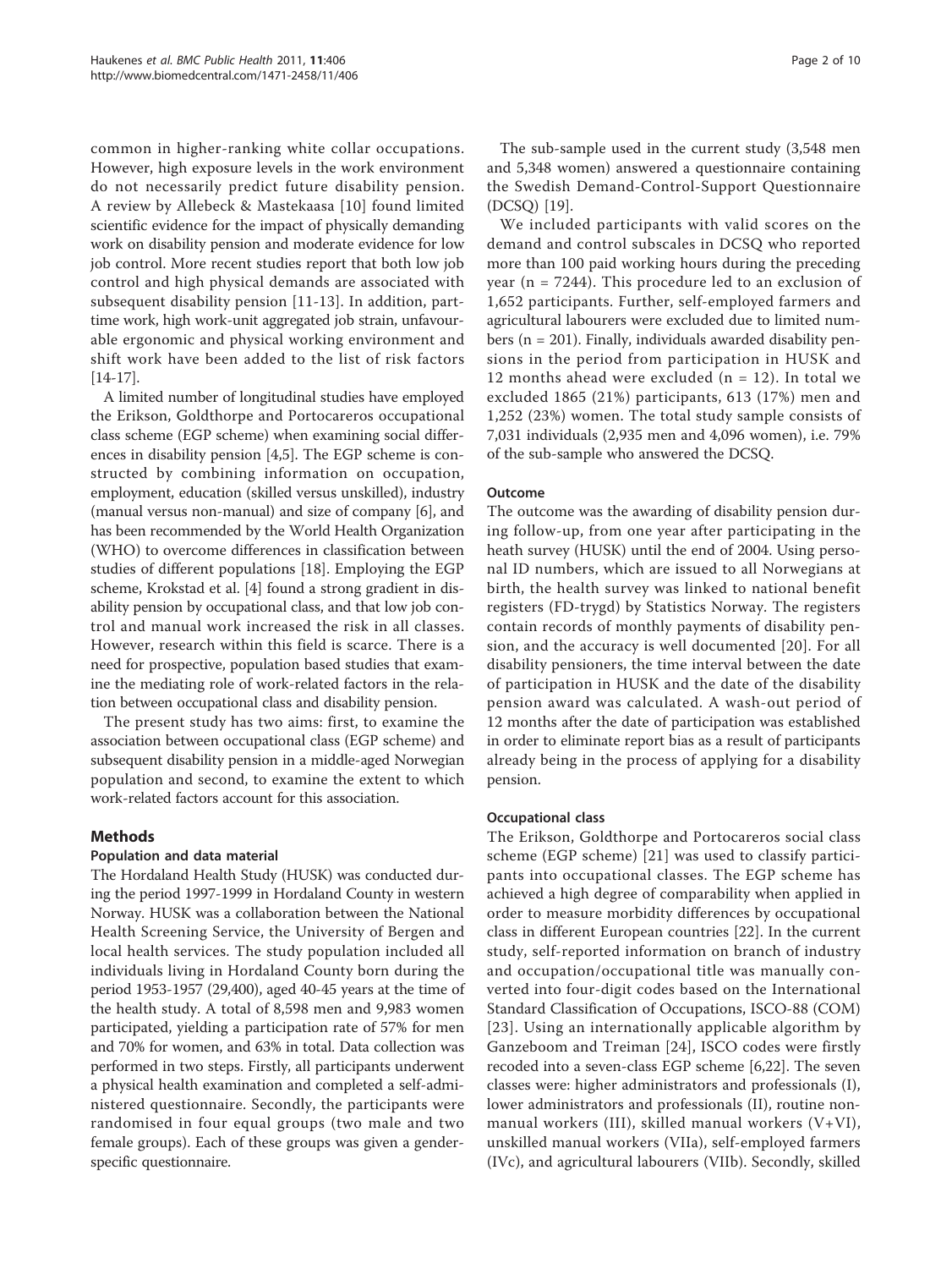common in higher-ranking white collar occupations. However, high exposure levels in the work environment do not necessarily predict future disability pension. A review by Allebeck & Mastekaasa [10] found limited scientific evidence for the impact of physically demanding work on disability pension and moderate evidence for low job control. More recent studies report that both low job control and high physical demands are associated with subsequent disability pension [11-13]. In addition, part-time work, high work-unit aggregated job strain, unfavourable ergonomic and physical working environment and shift work have been added to the list of risk factors [14-17].

A limited number of longitudinal studies have employed the Erikson, Goldthorpe and Portocareros occupational class scheme (EGP scheme) when examining social differences in disability pension [4,5]. The EGP scheme is constructed by combining information on occupation, employment, education (skilled versus unskilled), industry (manual versus non-manual) and size of company [6], and has been recommended by the World Health Organization (WHO) to overcome differences in classification between studies of different populations [18]. Employing the EGP scheme, Krokstad et al. [4] found a strong gradient in disability pension by occupational class, and that low job control and manual work increased the risk in all classes. However, research within this field is scarce. There is a need for prospective, population based studies that examine the mediating role of work-related factors in the relation between occupational class and disability pension.

The present study has two aims: first, to examine the association between occupational class (EGP scheme) and subsequent disability pension in a middle-aged Norwegian population and second, to examine the extent to which work-related factors account for this association.

## Methods

### Population and data material

The Hordaland Health Study (HUSK) was conducted during the period 1997-1999 in Hordaland County in western Norway. HUSK was a collaboration between the National Health Screening Service, the University of Bergen and local health services. The study population included all individuals living in Hordaland County born during the period 1953-1957 (29,400), aged 40-45 years at the time of the health study. A total of 8,598 men and 9,983 women participated, yielding a participation rate of 57% for men and 70% for women, and 63% in total. Data collection was performed in two steps. Firstly, all participants underwent a physical health examination and completed a self-administered questionnaire. Secondly, the participants were randomised in four equal groups (two male and two female groups). Each of these groups was given a gender-specific questionnaire.

The sub-sample used in the current study (3,548 men and 5,348 women) answered a questionnaire containing the Swedish Demand-Control-Support Questionnaire (DCSQ) [19].

We included participants with valid scores on the demand and control subscales in DCSQ who reported more than 100 paid working hours during the preceding year (n = 7244). This procedure led to an exclusion of 1,652 participants. Further, self-employed farmers and agricultural labourers were excluded due to limited numbers (n = 201). Finally, individuals awarded disability pensions in the period from participation in HUSK and 12 months ahead were excluded (n = 12). In total we excluded 1865 (21%) participants, 613 (17%) men and 1,252 (23%) women. The total study sample consists of 7,031 individuals (2,935 men and 4,096 women), i.e. 79% of the sub-sample who answered the DCSQ.

### Outcome

The outcome was the awarding of disability pension during follow-up, from one year after participating in the heath survey (HUSK) until the end of 2004. Using personal ID numbers, which are issued to all Norwegians at birth, the health survey was linked to national benefit registers (FD-trygd) by Statistics Norway. The registers contain records of monthly payments of disability pension, and the accuracy is well documented [20]. For all disability pensioners, the time interval between the date of participation in HUSK and the date of the disability pension award was calculated. A wash-out period of 12 months after the date of participation was established in order to eliminate report bias as a result of participants already being in the process of applying for a disability pension.

### Occupational class

The Erikson, Goldthorpe and Portocareros social class scheme (EGP scheme) [21] was used to classify participants into occupational classes. The EGP scheme has achieved a high degree of comparability when applied in order to measure morbidity differences by occupational class in different European countries [22]. In the current study, self-reported information on branch of industry and occupation/occupational title was manually converted into four-digit codes based on the International Standard Classification of Occupations, ISCO-88 (COM) [23]. Using an internationally applicable algorithm by Ganzeboom and Treiman [24], ISCO codes were firstly recoded into a seven-class EGP scheme [6,22]. The seven classes were: higher administrators and professionals (I), lower administrators and professionals (II), routine non-manual workers (III), skilled manual workers (V+VI), unskilled manual workers (VIIa), self-employed farmers (IVc), and agricultural labourers (VIIb). Secondly, skilled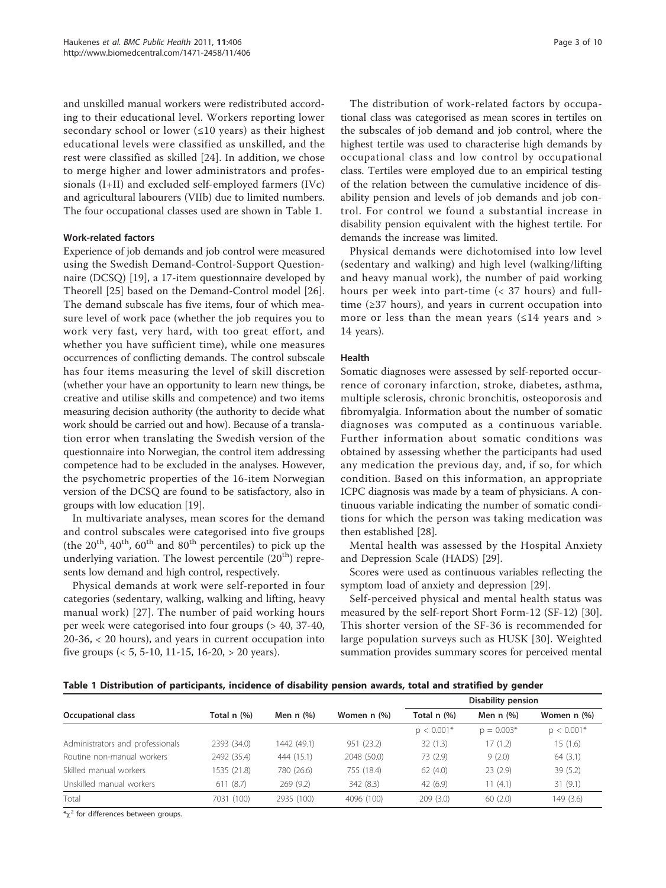and unskilled manual workers were redistributed according to their educational level. Workers reporting lower secondary school or lower (≤10 years) as their highest educational levels were classified as unskilled, and the rest were classified as skilled [24]. In addition, we chose to merge higher and lower administrators and professionals (I+II) and excluded self-employed farmers (IVc) and agricultural labourers (VIIb) due to limited numbers. The four occupational classes used are shown in Table 1.

### Work-related factors

Experience of job demands and job control were measured using the Swedish Demand-Control-Support Questionnaire (DCSQ) [19], a 17-item questionnaire developed by Theorell [25] based on the Demand-Control model [26]. The demand subscale has five items, four of which measure level of work pace (whether the job requires you to work very fast, very hard, with too great effort, and whether you have sufficient time), while one measures occurrences of conflicting demands. The control subscale has four items measuring the level of skill discretion (whether your have an opportunity to learn new things, be creative and utilise skills and competence) and two items measuring decision authority (the authority to decide what work should be carried out and how). Because of a translation error when translating the Swedish version of the questionnaire into Norwegian, the control item addressing competence had to be excluded in the analyses. However, the psychometric properties of the 16-item Norwegian version of the DCSQ are found to be satisfactory, also in groups with low education [19].

In multivariate analyses, mean scores for the demand and control subscales were categorised into five groups (the 20th, 40th, 60th and 80th percentiles) to pick up the underlying variation. The lowest percentile (20th) represents low demand and high control, respectively.

Physical demands at work were self-reported in four categories (sedentary, walking, walking and lifting, heavy manual work) [27]. The number of paid working hours per week were categorised into four groups (> 40, 37-40, 20-36, < 20 hours), and years in current occupation into five groups (< 5, 5-10, 11-15, 16-20, > 20 years).

The distribution of work-related factors by occupational class was categorised as mean scores in tertiles on the subscales of job demand and job control, where the highest tertile was used to characterise high demands by occupational class and low control by occupational class. Tertiles were employed due to an empirical testing of the relation between the cumulative incidence of disability pension and levels of job demands and job control. For control we found a substantial increase in disability pension equivalent with the highest tertile. For demands the increase was limited.

Physical demands were dichotomised into low level (sedentary and walking) and high level (walking/lifting and heavy manual work), the number of paid working hours per week into part-time (< 37 hours) and full-time (≥37 hours), and years in current occupation into more or less than the mean years (≤14 years and > 14 years).

### Health

Somatic diagnoses were assessed by self-reported occurrence of coronary infarction, stroke, diabetes, asthma, multiple sclerosis, chronic bronchitis, osteoporosis and fibromyalgia. Information about the number of somatic diagnoses was computed as a continuous variable. Further information about somatic conditions was obtained by assessing whether the participants had used any medication the previous day, and, if so, for which condition. Based on this information, an appropriate ICPC diagnosis was made by a team of physicians. A continuous variable indicating the number of somatic conditions for which the person was taking medication was then established [28].

Mental health was assessed by the Hospital Anxiety and Depression Scale (HADS) [29].

Scores were used as continuous variables reflecting the symptom load of anxiety and depression [29].

Self-perceived physical and mental health status was measured by the self-report Short Form-12 (SF-12) [30]. This shorter version of the SF-36 is recommended for large population surveys such as HUSK [30]. Weighted summation provides summary scores for perceived mental

**Table 1 Distribution of participants, incidence of disability pension awards, total and stratified by gender**

| Occupational class | Total n (%) | Men n (%) | Women n (%) | Disability pension Total n (%) | Disability pension Men n (%) | Disability pension Women n (%) |
|---|---|---|---|---|---|---|
| | | | | $p < 0.001$* | $p = 0.003$* | $p < 0.001$* |
| Administrators and professionals | 2393 (34.0) | 1442 (49.1) | 951 (23.2) | 32 (1.3) | 17 (1.2) | 15 (1.6) |
| Routine non-manual workers | 2492 (35.4) | 444 (15.1) | 2048 (50.0) | 73 (2.9) | 9 (2.0) | 64 (3.1) |
| Skilled manual workers | 1535 (21.8) | 780 (26.6) | 755 (18.4) | 62 (4.0) | 23 (2.9) | 39 (5.2) |
| Unskilled manual workers | 611 (8.7) | 269 (9.2) | 342 (8.3) | 42 (6.9) | 11 (4.1) | 31 (9.1) |
| Total | 7031 (100) | 2935 (100) | 4096 (100) | 209 (3.0) | 60 (2.0) | 149 (3.6) |

*$\chi^2$ for differences between groups.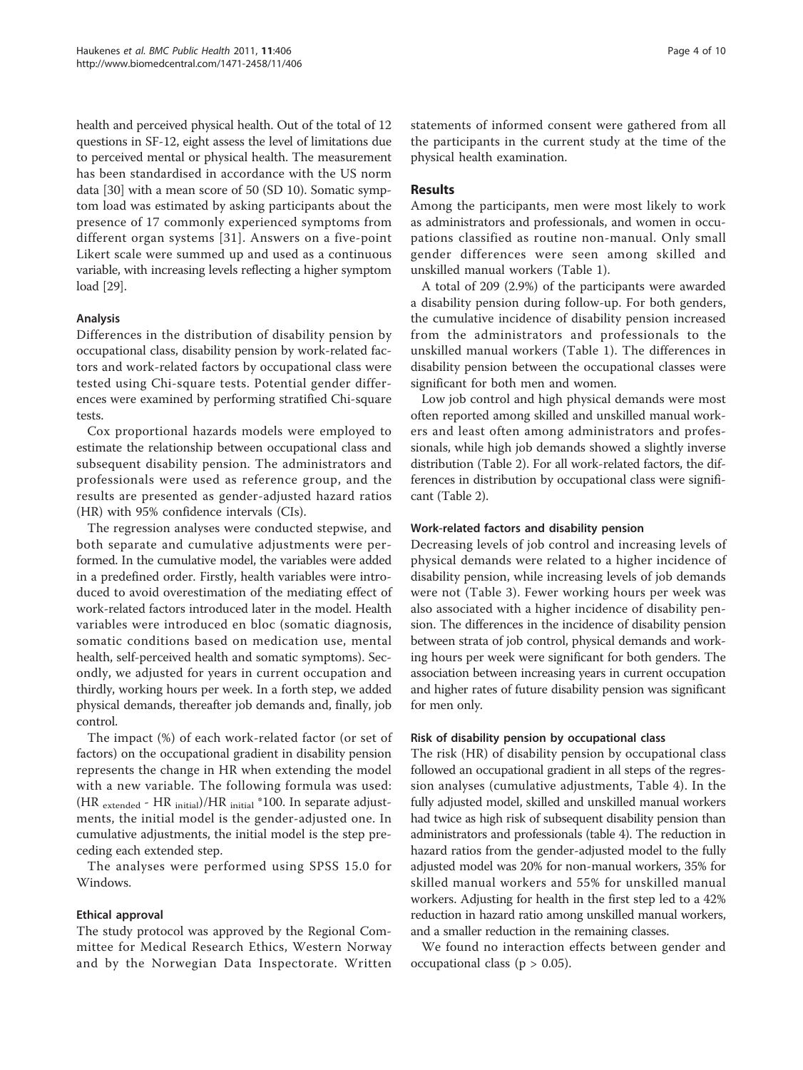health and perceived physical health. Out of the total of 12 questions in SF-12, eight assess the level of limitations due to perceived mental or physical health. The measurement has been standardised in accordance with the US norm data [30] with a mean score of 50 (SD 10). Somatic symptom load was estimated by asking participants about the presence of 17 commonly experienced symptoms from different organ systems [31]. Answers on a five-point Likert scale were summed up and used as a continuous variable, with increasing levels reflecting a higher symptom load [29].

### Analysis

Differences in the distribution of disability pension by occupational class, disability pension by work-related factors and work-related factors by occupational class were tested using Chi-square tests. Potential gender differences were examined by performing stratified Chi-square tests.

Cox proportional hazards models were employed to estimate the relationship between occupational class and subsequent disability pension. The administrators and professionals were used as reference group, and the results are presented as gender-adjusted hazard ratios (HR) with 95% confidence intervals (CIs).

The regression analyses were conducted stepwise, and both separate and cumulative adjustments were performed. In the cumulative model, the variables were added in a predefined order. Firstly, health variables were introduced to avoid overestimation of the mediating effect of work-related factors introduced later in the model. Health variables were introduced en bloc (somatic diagnosis, somatic conditions based on medication use, mental health, self-perceived health and somatic symptoms). Secondly, we adjusted for years in current occupation and thirdly, working hours per week. In a forth step, we added physical demands, thereafter job demands and, finally, job control.

The impact (%) of each work-related factor (or set of factors) on the occupational gradient in disability pension represents the change in HR when extending the model with a new variable. The following formula was used: $(HR_{extended} - HR_{initial})/HR_{initial} *100$. In separate adjustments, the initial model is the gender-adjusted one. In cumulative adjustments, the initial model is the step preceding each extended step.

The analyses were performed using SPSS 15.0 for Windows.

### Ethical approval

The study protocol was approved by the Regional Committee for Medical Research Ethics, Western Norway and by the Norwegian Data Inspectorate. Written statements of informed consent were gathered from all the participants in the current study at the time of the physical health examination.

## Results

Among the participants, men were most likely to work as administrators and professionals, and women in occupations classified as routine non-manual. Only small gender differences were seen among skilled and unskilled manual workers (Table 1).

A total of 209 (2.9%) of the participants were awarded a disability pension during follow-up. For both genders, the cumulative incidence of disability pension increased from the administrators and professionals to the unskilled manual workers (Table 1). The differences in disability pension between the occupational classes were significant for both men and women.

Low job control and high physical demands were most often reported among skilled and unskilled manual workers and least often among administrators and professionals, while high job demands showed a slightly inverse distribution (Table 2). For all work-related factors, the differences in distribution by occupational class were significant (Table 2).

### Work-related factors and disability pension

Decreasing levels of job control and increasing levels of physical demands were related to a higher incidence of disability pension, while increasing levels of job demands were not (Table 3). Fewer working hours per week was also associated with a higher incidence of disability pension. The differences in the incidence of disability pension between strata of job control, physical demands and working hours per week were significant for both genders. The association between increasing years in current occupation and higher rates of future disability pension was significant for men only.

### Risk of disability pension by occupational class

The risk (HR) of disability pension by occupational class followed an occupational gradient in all steps of the regression analyses (cumulative adjustments, Table 4). In the fully adjusted model, skilled and unskilled manual workers had twice as high risk of subsequent disability pension than administrators and professionals (table 4). The reduction in hazard ratios from the gender-adjusted model to the fully adjusted model was 20% for non-manual workers, 35% for skilled manual workers and 55% for unskilled manual workers. Adjusting for health in the first step led to a 42% reduction in hazard ratio among unskilled manual workers, and a smaller reduction in the remaining classes.

We found no interaction effects between gender and occupational class ($p > 0.05$).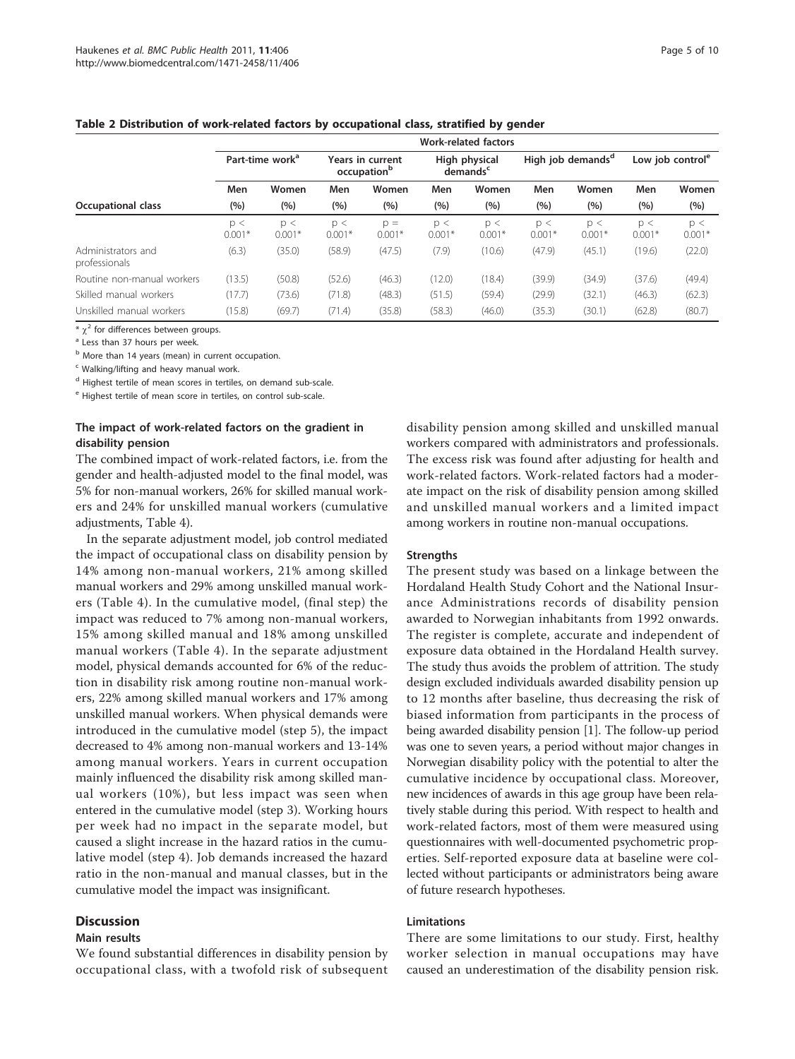**Table 2 Distribution of work-related factors by occupational class, stratified by gender**

| | Work-related factors | | | | | | | | | |
|---|---|---|---|---|---|---|---|---|---|---|
| | Part-time work[a] | | Years in current occupation[b] | | High physical demands[c] | | High job demands[d] | | Low job control[e] | |
| | Men | Women | Men | Women | Men | Women | Men | Women | Men | Women |
| **Occupational class** | (%) | (%) | (%) | (%) | (%) | (%) | (%) | (%) | (%) | (%) |
| | p < 0.001* | p < 0.001* | p < 0.001* | p = 0.001* | p < 0.001* | p < 0.001* | p < 0.001* | p < 0.001* | p < 0.001* | p < 0.001* |
| Administrators and professionals | (6.3) | (35.0) | (58.9) | (47.5) | (7.9) | (10.6) | (47.9) | (45.1) | (19.6) | (22.0) |
| Routine non-manual workers | (13.5) | (50.8) | (52.6) | (46.3) | (12.0) | (18.4) | (39.9) | (34.9) | (37.6) | (49.4) |
| Skilled manual workers | (17.7) | (73.6) | (71.8) | (48.3) | (51.5) | (59.4) | (29.9) | (32.1) | (46.3) | (62.3) |
| Unskilled manual workers | (15.8) | (69.7) | (71.4) | (35.8) | (58.3) | (46.0) | (35.3) | (30.1) | (62.8) | (80.7) |

* $\chi^2$ for differences between groups.

[a] Less than 37 hours per week.

[b] More than 14 years (mean) in current occupation.

[c] Walking/lifting and heavy manual work.

[d] Highest tertile of mean scores in tertiles, on demand sub-scale.

[e] Highest tertile of mean score in tertiles, on control sub-scale.

### The impact of work-related factors on the gradient in disability pension

The combined impact of work-related factors, i.e. from the gender and health-adjusted model to the final model, was 5% for non-manual workers, 26% for skilled manual workers and 24% for unskilled manual workers (cumulative adjustments, Table 4).

In the separate adjustment model, job control mediated the impact of occupational class on disability pension by 14% among non-manual workers, 21% among skilled manual workers and 29% among unskilled manual workers (Table 4). In the cumulative model, (final step) the impact was reduced to 7% among non-manual workers, 15% among skilled manual and 18% among unskilled manual workers (Table 4). In the separate adjustment model, physical demands accounted for 6% of the reduction in disability risk among routine non-manual workers, 22% among skilled manual workers and 17% among unskilled manual workers. When physical demands were introduced in the cumulative model (step 5), the impact decreased to 4% among non-manual workers and 13-14% among manual workers. Years in current occupation mainly influenced the disability risk among skilled manual workers (10%), but less impact was seen when entered in the cumulative model (step 3). Working hours per week had no impact in the separate model, but caused a slight increase in the hazard ratios in the cumulative model (step 4). Job demands increased the hazard ratio in the non-manual and manual classes, but in the cumulative model the impact was insignificant.

## Discussion

### Main results

We found substantial differences in disability pension by occupational class, with a twofold risk of subsequent disability pension among skilled and unskilled manual workers compared with administrators and professionals. The excess risk was found after adjusting for health and work-related factors. Work-related factors had a moderate impact on the risk of disability pension among skilled and unskilled manual workers and a limited impact among workers in routine non-manual occupations.

### Strengths

The present study was based on a linkage between the Hordaland Health Study Cohort and the National Insurance Administrations records of disability pension awarded to Norwegian inhabitants from 1992 onwards. The register is complete, accurate and independent of exposure data obtained in the Hordaland Health survey. The study thus avoids the problem of attrition. The study design excluded individuals awarded disability pension up to 12 months after baseline, thus decreasing the risk of biased information from participants in the process of being awarded disability pension [1]. The follow-up period was one to seven years, a period without major changes in Norwegian disability policy with the potential to alter the cumulative incidence by occupational class. Moreover, new incidences of awards in this age group have been relatively stable during this period. With respect to health and work-related factors, most of them were measured using questionnaires with well-documented psychometric properties. Self-reported exposure data at baseline were collected without participants or administrators being aware of future research hypotheses.

### Limitations

There are some limitations to our study. First, healthy worker selection in manual occupations may have caused an underestimation of the disability pension risk.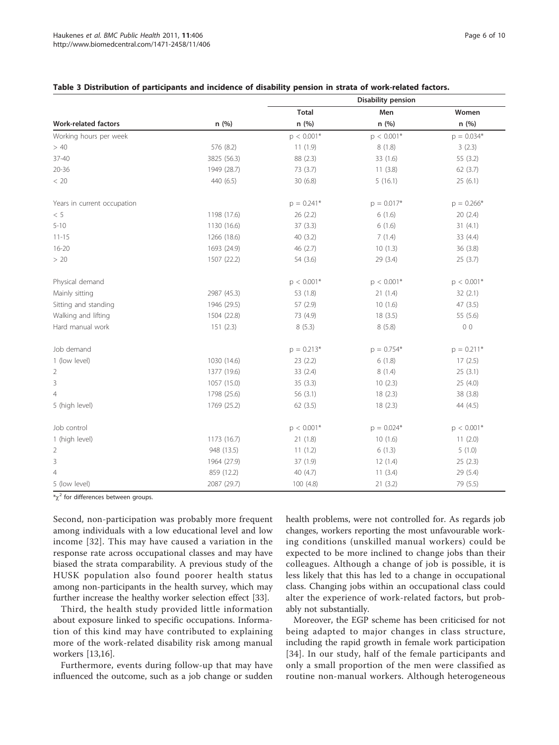**Table 3 Distribution of participants and incidence of disability pension in strata of work-related factors.**

| | | Disability pension | | |
|---|---|---|---|---|
| | | Total | Men | Women |
| Work-related factors | n (%) | n (%) | n (%) | n (%) |
| Working hours per week | | $p < 0.001$* | $p < 0.001$* | $p = 0.034$* |
| > 40 | 576 (8.2) | 11 (1.9) | 8 (1.8) | 3 (2.3) |
| 37-40 | 3825 (56.3) | 88 (2.3) | 33 (1.6) | 55 (3.2) |
| 20-36 | 1949 (28.7) | 73 (3.7) | 11 (3.8) | 62 (3.7) |
| < 20 | 440 (6.5) | 30 (6.8) | 5 (16.1) | 25 (6.1) |
| Years in current occupation | | $p = 0.241$* | $p = 0.017$* | $p = 0.266$* |
| < 5 | 1198 (17.6) | 26 (2.2) | 6 (1.6) | 20 (2.4) |
| 5-10 | 1130 (16.6) | 37 (3.3) | 6 (1.6) | 31 (4.1) |
| 11-15 | 1266 (18.6) | 40 (3.2) | 7 (1.4) | 33 (4.4) |
| 16-20 | 1693 (24.9) | 46 (2.7) | 10 (1.3) | 36 (3.8) |
| > 20 | 1507 (22.2) | 54 (3.6) | 29 (3.4) | 25 (3.7) |
| Physical demand | | $p < 0.001$* | $p < 0.001$* | $p < 0.001$* |
| Mainly sitting | 2987 (45.3) | 53 (1.8) | 21 (1.4) | 32 (2.1) |
| Sitting and standing | 1946 (29.5) | 57 (2.9) | 10 (1.6) | 47 (3.5) |
| Walking and lifting | 1504 (22.8) | 73 (4.9) | 18 (3.5) | 55 (5.6) |
| Hard manual work | 151 (2.3) | 8 (5.3) | 8 (5.8) | 0 0 |
| Job demand | | $p = 0.213$* | $p = 0.754$* | $p = 0.211$* |
| 1 (low level) | 1030 (14.6) | 23 (2.2) | 6 (1.8) | 17 (2.5) |
| 2 | 1377 (19.6) | 33 (2.4) | 8 (1.4) | 25 (3.1) |
| 3 | 1057 (15.0) | 35 (3.3) | 10 (2.3) | 25 (4.0) |
| 4 | 1798 (25.6) | 56 (3.1) | 18 (2.3) | 38 (3.8) |
| 5 (high level) | 1769 (25.2) | 62 (3.5) | 18 (2.3) | 44 (4.5) |
| Job control | | $p < 0.001$* | $p = 0.024$* | $p < 0.001$* |
| 1 (high level) | 1173 (16.7) | 21 (1.8) | 10 (1.6) | 11 (2.0) |
| 2 | 948 (13.5) | 11 (1.2) | 6 (1.3) | 5 (1.0) |
| 3 | 1964 (27.9) | 37 (1.9) | 12 (1.4) | 25 (2.3) |
| 4 | 859 (12.2) | 40 (4.7) | 11 (3.4) | 29 (5.4) |
| 5 (low level) | 2087 (29.7) | 100 (4.8) | 21 (3.2) | 79 (5.5) |

*$\chi^2$ for differences between groups.

Second, non-participation was probably more frequent among individuals with a low educational level and low income [32]. This may have caused a variation in the response rate across occupational classes and may have biased the strata comparability. A previous study of the HUSK population also found poorer health status among non-participants in the health survey, which may further increase the healthy worker selection effect [33].

Third, the health study provided little information about exposure linked to specific occupations. Information of this kind may have contributed to explaining more of the work-related disability risk among manual workers [13,16].

Furthermore, events during follow-up that may have influenced the outcome, such as a job change or sudden health problems, were not controlled for. As regards job changes, workers reporting the most unfavourable working conditions (unskilled manual workers) could be expected to be more inclined to change jobs than their colleagues. Although a change of job is possible, it is less likely that this has led to a change in occupational class. Changing jobs within an occupational class could alter the experience of work-related factors, but probably not substantially.

Moreover, the EGP scheme has been criticised for not being adapted to major changes in class structure, including the rapid growth in female work participation [34]. In our study, half of the female participants and only a small proportion of the men were classified as routine non-manual workers. Although heterogeneous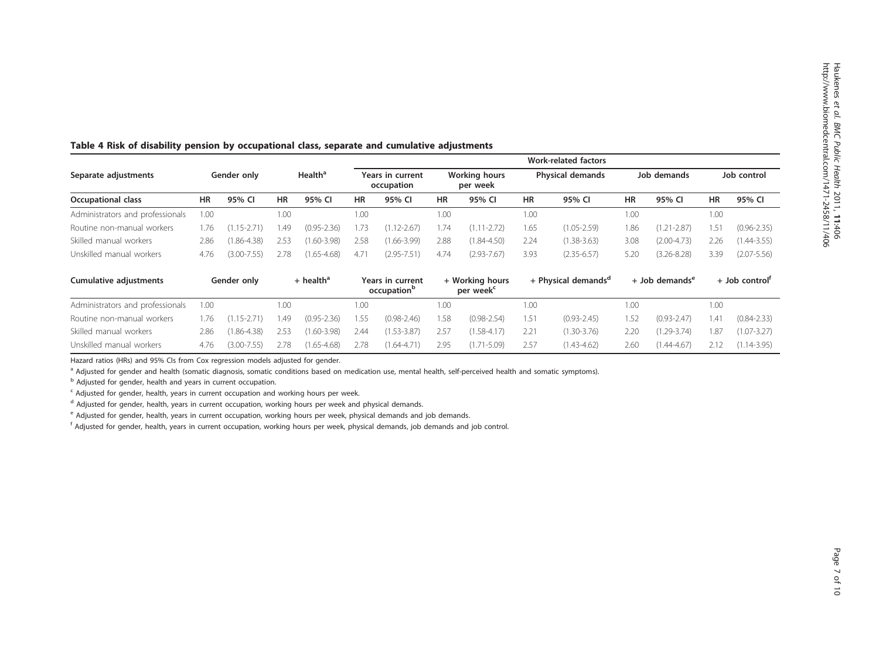**Table 4 Risk of disability pension by occupational class, separate and cumulative adjustments**

| | | | | | Work-related factors | | | | | | | | | |
|---|---|---|---|---|---|---|---|---|---|---|---|---|---|---|
| Separate adjustments | Gender only | | Health[a] | | Years in current occupation | | Working hours per week | | Physical demands | | Job demands | | Job control | |
| Occupational class | HR | 95% CI | HR | 95% CI | HR | 95% CI | HR | 95% CI | HR | 95% CI | HR | 95% CI | HR | 95% CI |
| Administrators and professionals | 1.00 | | 1.00 | | 1.00 | | 1.00 | | 1.00 | | 1.00 | | 1.00 | |
| Routine non-manual workers | 1.76 | (1.15-2.71) | 1.49 | (0.95-2.36) | 1.73 | (1.12-2.67) | 1.74 | (1.11-2.72) | 1.65 | (1.05-2.59) | 1.86 | (1.21-2.87) | 1.51 | (0.96-2.35) |
| Skilled manual workers | 2.86 | (1.86-4.38) | 2.53 | (1.60-3.98) | 2.58 | (1.66-3.99) | 2.88 | (1.84-4.50) | 2.24 | (1.38-3.63) | 3.08 | (2.00-4.73) | 2.26 | (1.44-3.55) |
| Unskilled manual workers | 4.76 | (3.00-7.55) | 2.78 | (1.65-4.68) | 4.71 | (2.95-7.51) | 4.74 | (2.93-7.67) | 3.93 | (2.35-6.57) | 5.20 | (3.26-8.28) | 3.39 | (2.07-5.56) |
| **Cumulative adjustments** | **Gender only** | | **+ health[a]** | | **Years in current occupation[b]** | | **+ Working hours per week[c]** | | **+ Physical demands[d]** | | **+ Job demands[e]** | | **+ Job control[f]** | |
| Administrators and professionals | 1.00 | | 1.00 | | 1.00 | | 1.00 | | 1.00 | | 1.00 | | 1.00 | |
| Routine non-manual workers | 1.76 | (1.15-2.71) | 1.49 | (0.95-2.36) | 1.55 | (0.98-2.46) | 1.58 | (0.98-2.54) | 1.51 | (0.93-2.45) | 1.52 | (0.93-2.47) | 1.41 | (0.84-2.33) |
| Skilled manual workers | 2.86 | (1.86-4.38) | 2.53 | (1.60-3.98) | 2.44 | (1.53-3.87) | 2.57 | (1.58-4.17) | 2.21 | (1.30-3.76) | 2.20 | (1.29-3.74) | 1.87 | (1.07-3.27) |
| Unskilled manual workers | 4.76 | (3.00-7.55) | 2.78 | (1.65-4.68) | 2.78 | (1.64-4.71) | 2.95 | (1.71-5.09) | 2.57 | (1.43-4.62) | 2.60 | (1.44-4.67) | 2.12 | (1.14-3.95) |

Hazard ratios (HRs) and 95% CIs from Cox regression models adjusted for gender.

[a] Adjusted for gender and health (somatic diagnosis, somatic conditions based on medication use, mental health, self-perceived health and somatic symptoms).

[b] Adjusted for gender, health and years in current occupation.

[c] Adjusted for gender, health, years in current occupation and working hours per week.

[d] Adjusted for gender, health, years in current occupation, working hours per week and physical demands.

[e] Adjusted for gender, health, years in current occupation, working hours per week, physical demands and job demands.

[f] Adjusted for gender, health, years in current occupation, working hours per week, physical demands, job demands and job control.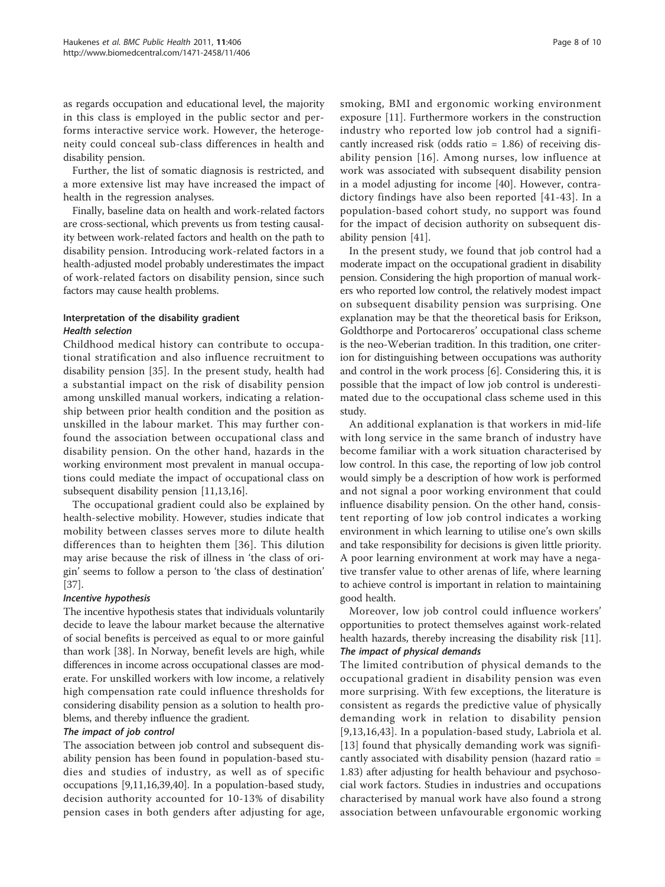as regards occupation and educational level, the majority in this class is employed in the public sector and performs interactive service work. However, the heterogeneity could conceal sub-class differences in health and disability pension.

Further, the list of somatic diagnosis is restricted, and a more extensive list may have increased the impact of health in the regression analyses.

Finally, baseline data on health and work-related factors are cross-sectional, which prevents us from testing causality between work-related factors and health on the path to disability pension. Introducing work-related factors in a health-adjusted model probably underestimates the impact of work-related factors on disability pension, since such factors may cause health problems.

### Interpretation of the disability gradient

#### *Health selection*

Childhood medical history can contribute to occupational stratification and also influence recruitment to disability pension [35]. In the present study, health had a substantial impact on the risk of disability pension among unskilled manual workers, indicating a relationship between prior health condition and the position as unskilled in the labour market. This may further confound the association between occupational class and disability pension. On the other hand, hazards in the working environment most prevalent in manual occupations could mediate the impact of occupational class on subsequent disability pension [11,13,16].

The occupational gradient could also be explained by health-selective mobility. However, studies indicate that mobility between classes serves more to dilute health differences than to heighten them [36]. This dilution may arise because the risk of illness in 'the class of origin' seems to follow a person to 'the class of destination' [37].

#### *Incentive hypothesis*

The incentive hypothesis states that individuals voluntarily decide to leave the labour market because the alternative of social benefits is perceived as equal to or more gainful than work [38]. In Norway, benefit levels are high, while differences in income across occupational classes are moderate. For unskilled workers with low income, a relatively high compensation rate could influence thresholds for considering disability pension as a solution to health problems, and thereby influence the gradient.

#### *The impact of job control*

The association between job control and subsequent disability pension has been found in population-based studies and studies of industry, as well as of specific occupations [9,11,16,39,40]. In a population-based study, decision authority accounted for 10-13% of disability pension cases in both genders after adjusting for age, smoking, BMI and ergonomic working environment exposure [11]. Furthermore workers in the construction industry who reported low job control had a significantly increased risk (odds ratio = 1.86) of receiving disability pension [16]. Among nurses, low influence at work was associated with subsequent disability pension in a model adjusting for income [40]. However, contradictory findings have also been reported [41-43]. In a population-based cohort study, no support was found for the impact of decision authority on subsequent disability pension [41].

In the present study, we found that job control had a moderate impact on the occupational gradient in disability pension. Considering the high proportion of manual workers who reported low control, the relatively modest impact on subsequent disability pension was surprising. One explanation may be that the theoretical basis for Erikson, Goldthorpe and Portocareros' occupational class scheme is the neo-Weberian tradition. In this tradition, one criterion for distinguishing between occupations was authority and control in the work process [6]. Considering this, it is possible that the impact of low job control is underestimated due to the occupational class scheme used in this study.

An additional explanation is that workers in mid-life with long service in the same branch of industry have become familiar with a work situation characterised by low control. In this case, the reporting of low job control would simply be a description of how work is performed and not signal a poor working environment that could influence disability pension. On the other hand, consistent reporting of low job control indicates a working environment in which learning to utilise one's own skills and take responsibility for decisions is given little priority. A poor learning environment at work may have a negative transfer value to other arenas of life, where learning to achieve control is important in relation to maintaining good health.

Moreover, low job control could influence workers' opportunities to protect themselves against work-related health hazards, thereby increasing the disability risk [11].

#### *The impact of physical demands*

The limited contribution of physical demands to the occupational gradient in disability pension was even more surprising. With few exceptions, the literature is consistent as regards the predictive value of physically demanding work in relation to disability pension [9,13,16,43]. In a population-based study, Labriola et al. [13] found that physically demanding work was significantly associated with disability pension (hazard ratio = 1.83) after adjusting for health behaviour and psychosocial work factors. Studies in industries and occupations characterised by manual work have also found a strong association between unfavourable ergonomic working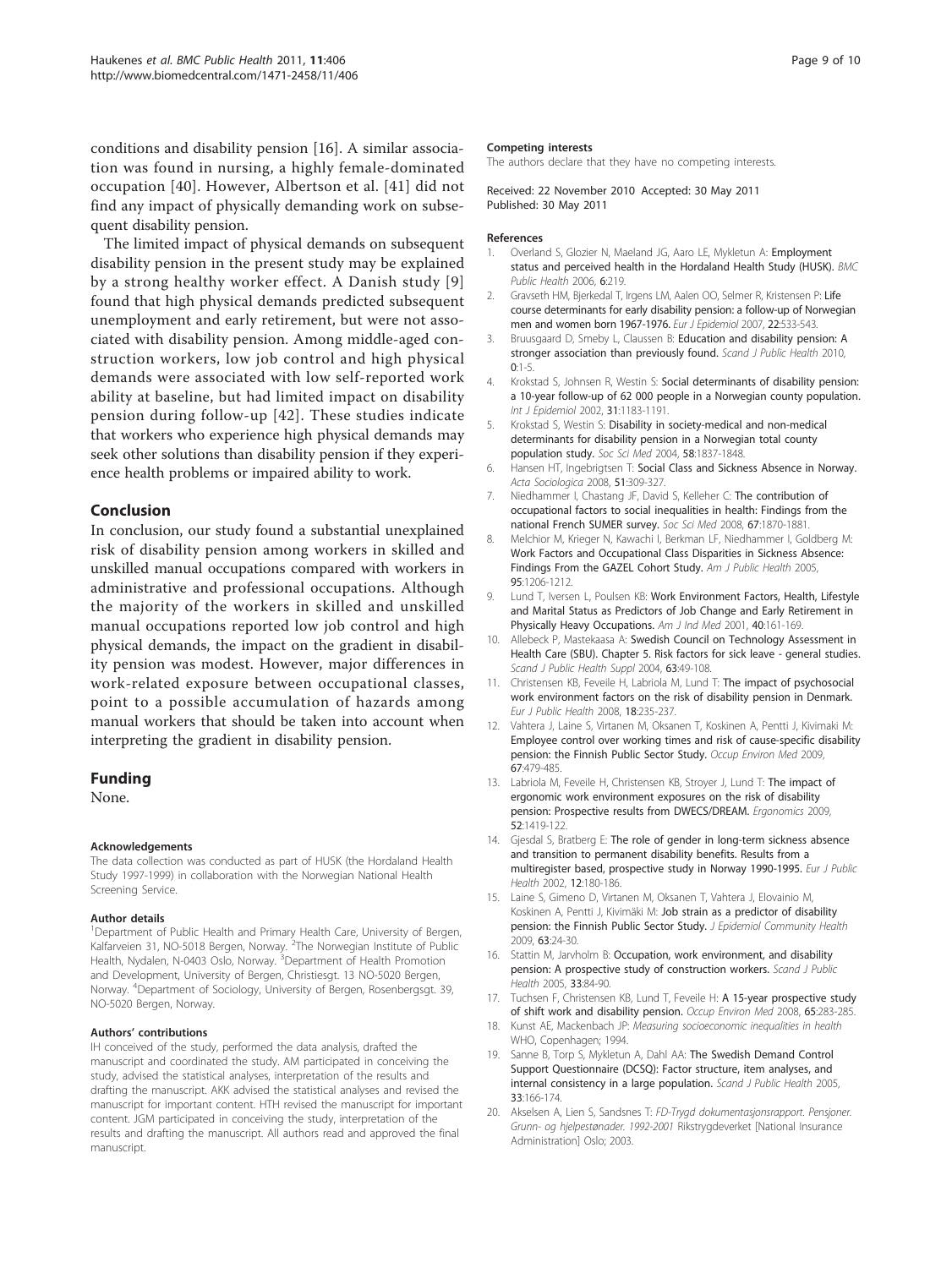conditions and disability pension [16]. A similar association was found in nursing, a highly female-dominated occupation [40]. However, Albertson et al. [41] did not find any impact of physically demanding work on subsequent disability pension.

The limited impact of physical demands on subsequent disability pension in the present study may be explained by a strong healthy worker effect. A Danish study [9] found that high physical demands predicted subsequent unemployment and early retirement, but were not associated with disability pension. Among middle-aged construction workers, low job control and high physical demands were associated with low self-reported work ability at baseline, but had limited impact on disability pension during follow-up [42]. These studies indicate that workers who experience high physical demands may seek other solutions than disability pension if they experience health problems or impaired ability to work.

## Conclusion

In conclusion, our study found a substantial unexplained risk of disability pension among workers in skilled and unskilled manual occupations compared with workers in administrative and professional occupations. Although the majority of the workers in skilled and unskilled manual occupations reported low job control and high physical demands, the impact on the gradient in disability pension was modest. However, major differences in work-related exposure between occupational classes, point to a possible accumulation of hazards among manual workers that should be taken into account when interpreting the gradient in disability pension.

## Funding

None.

#### Acknowledgements

The data collection was conducted as part of HUSK (the Hordaland Health Study 1997-1999) in collaboration with the Norwegian National Health Screening Service.

#### Author details

[1]Department of Public Health and Primary Health Care, University of Bergen, Kalfarveien 31, NO-5018 Bergen, Norway. [2]The Norwegian Institute of Public Health, Nydalen, N-0403 Oslo, Norway. [3]Department of Health Promotion and Development, University of Bergen, Christiesgt. 13 NO-5020 Bergen, Norway. [4]Department of Sociology, University of Bergen, Rosenbergsgt. 39, NO-5020 Bergen, Norway.

#### Authors' contributions

IH conceived of the study, performed the data analysis, drafted the manuscript and coordinated the study. AM participated in conceiving the study, advised the statistical analyses, interpretation of the results and drafting the manuscript. AKK advised the statistical analyses and revised the manuscript for important content. HTH revised the manuscript for important content. JGM participated in conceiving the study, interpretation of the results and drafting the manuscript. All authors read and approved the final manuscript.

#### Competing interests

The authors declare that they have no competing interests.

Received: 22 November 2010 Accepted: 30 May 2011
Published: 30 May 2011

#### References

1. Overland S, Glozier N, Maeland JG, Aaro LE, Mykletun A: **Employment status and perceived health in the Hordaland Health Study (HUSK).** *BMC Public Health* 2006, **6**:219.
2. Gravseth HM, Bjerkedal T, Irgens LM, Aalen OO, Selmer R, Kristensen P: **Life course determinants for early disability pension: a follow-up of Norwegian men and women born 1967-1976.** *Eur J Epidemiol* 2007, **22**:533-543.
3. Bruusgaard D, Smeby L, Claussen B: **Education and disability pension: A stronger association than previously found.** *Scand J Public Health* 2010, **0**:1-5.
4. Krokstad S, Johnsen R, Westin S: **Social determinants of disability pension: a 10-year follow-up of 62 000 people in a Norwegian county population.** *Int J Epidemiol* 2002, **31**:1183-1191.
5. Krokstad S, Westin S: **Disability in society-medical and non-medical determinants for disability pension in a Norwegian total county population study.** *Soc Sci Med* 2004, **58**:1837-1848.
6. Hansen HT, Ingebrigtsen T: **Social Class and Sickness Absence in Norway.** *Acta Sociologica* 2008, **51**:309-327.
7. Niedhammer I, Chastang JF, David S, Kelleher C: **The contribution of occupational factors to social inequalities in health: Findings from the national French SUMER survey.** *Soc Sci Med* 2008, **67**:1870-1881.
8. Melchior M, Krieger N, Kawachi I, Berkman LF, Niedhammer I, Goldberg M: **Work Factors and Occupational Class Disparities in Sickness Absence: Findings From the GAZEL Cohort Study.** *Am J Public Health* 2005, **95**:1206-1212.
9. Lund T, Iversen L, Poulsen KB: **Work Environment Factors, Health, Lifestyle and Marital Status as Predictors of Job Change and Early Retirement in Physically Heavy Occupations.** *Am J Ind Med* 2001, **40**:161-169.
10. Allebeck P, Mastekaasa A: **Swedish Council on Technology Assessment in Health Care (SBU). Chapter 5. Risk factors for sick leave - general studies.** *Scand J Public Health Suppl* 2004, **63**:49-108.
11. Christensen KB, Feveile H, Labriola M, Lund T: **The impact of psychosocial work environment factors on the risk of disability pension in Denmark.** *Eur J Public Health* 2008, **18**:235-237.
12. Vahtera J, Laine S, Virtanen M, Oksanen T, Koskinen A, Pentti J, Kivimaki M: **Employee control over working times and risk of cause-specific disability pension: the Finnish Public Sector Study.** *Occup Environ Med* 2009, **67**:479-485.
13. Labriola M, Feveile H, Christensen KB, Stroyer J, Lund T: **The impact of ergonomic work environment exposures on the risk of disability pension: Prospective results from DWECS/DREAM.** *Ergonomics* 2009, **52**:1419-122.
14. Gjesdal S, Bratberg E: **The role of gender in long-term sickness absence and transition to permanent disability benefits. Results from a multiregister based, prospective study in Norway 1990-1995.** *Eur J Public Health* 2002, **12**:180-186.
15. Laine S, Gimeno D, Virtanen M, Oksanen T, Vahtera J, Elovainio M, Koskinen A, Pentti J, Kivimäki M: **Job strain as a predictor of disability pension: the Finnish Public Sector Study.** *J Epidemiol Community Health* 2009, **63**:24-30.
16. Stattin M, Jarvholm B: **Occupation, work environment, and disability pension: A prospective study of construction workers.** *Scand J Public Health* 2005, **33**:84-90.
17. Tuchsen F, Christensen KB, Lund T, Feveile H: **A 15-year prospective study of shift work and disability pension.** *Occup Environ Med* 2008, **65**:283-285.
18. Kunst AE, Mackenbach JP: *Measuring socioeconomic inequalities in health* WHO, Copenhagen; 1994.
19. Sanne B, Torp S, Mykletun A, Dahl AA: **The Swedish Demand Control Support Questionnaire (DCSQ): Factor structure, item analyses, and internal consistency in a large population.** *Scand J Public Health* 2005, **33**:166-174.
20. Akselsen A, Lien S, Sandsnes T: *FD-Trygd dokumentasjonsrapport. Pensjoner. Grunn- og hjelpestønader. 1992-2001* Rikstrygdeverket [National Insurance Administration] Oslo; 2003.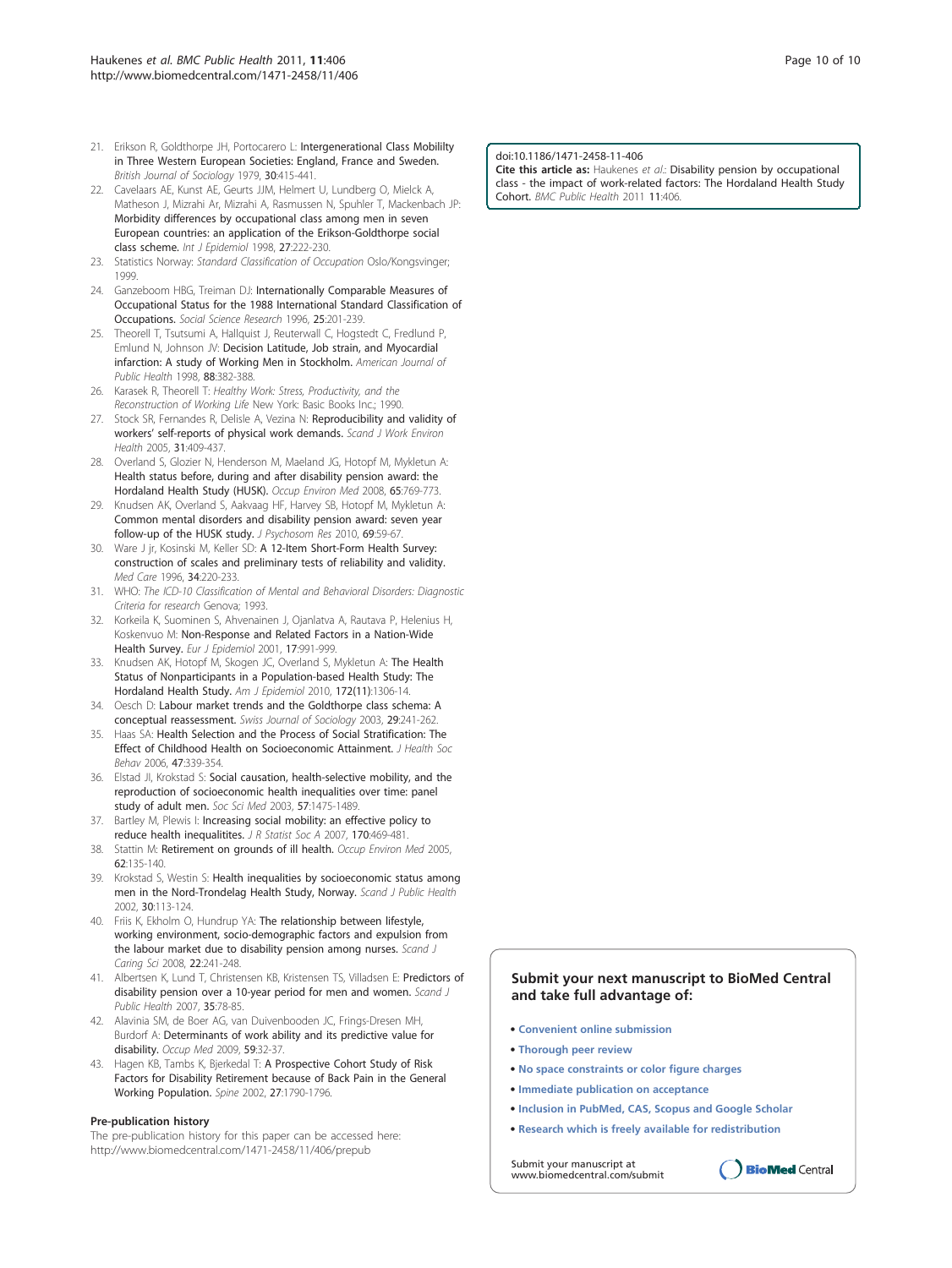21. Erikson R, Goldthorpe JH, Portocarero L: **Intergenerational Class Mobililty in Three Western European Societies: England, France and Sweden.** *British Journal of Sociology* 1979, **30**:415-441.
22. Cavelaars AE, Kunst AE, Geurts JJM, Helmert U, Lundberg O, Mielck A, Matheson J, Mizrahi Ar, Mizrahi A, Rasmussen N, Spuhler T, Mackenbach JP: **Morbidity differences by occupational class among men in seven European countries: an application of the Erikson-Goldthorpe social class scheme.** *Int J Epidemiol* 1998, **27**:222-230.
23. Statistics Norway: *Standard Classification of Occupation* Oslo/Kongsvinger; 1999.
24. Ganzeboom HBG, Treiman DJ: **Internationally Comparable Measures of Occupational Status for the 1988 International Standard Classification of Occupations.** *Social Science Research* 1996, **25**:201-239.
25. Theorell T, Tsutsumi A, Hallquist J, Reuterwall C, Hogstedt C, Fredlund P, Emlund N, Johnson JV: **Decision Latitude, Job strain, and Myocardial infarction: A study of Working Men in Stockholm.** *American Journal of Public Health* 1998, **88**:382-388.
26. Karasek R, Theorell T: *Healthy Work: Stress, Productivity, and the Reconstruction of Working Life* New York: Basic Books Inc.; 1990.
27. Stock SR, Fernandes R, Delisle A, Vezina N: **Reproducibility and validity of workers' self-reports of physical work demands.** *Scand J Work Environ Health* 2005, **31**:409-437.
28. Overland S, Glozier N, Henderson M, Maeland JG, Hotopf M, Mykletun A: **Health status before, during and after disability pension award: the Hordaland Health Study (HUSK).** *Occup Environ Med* 2008, **65**:769-773.
29. Knudsen AK, Overland S, Aakvaag HF, Harvey SB, Hotopf M, Mykletun A: **Common mental disorders and disability pension award: seven year follow-up of the HUSK study.** *J Psychosom Res* 2010, **69**:59-67.
30. Ware J jr, Kosinski M, Keller SD: **A 12-Item Short-Form Health Survey: construction of scales and preliminary tests of reliability and validity.** *Med Care* 1996, **34**:220-233.
31. WHO: *The ICD-10 Classification of Mental and Behavioral Disorders: Diagnostic Criteria for research* Genova; 1993.
32. Korkeila K, Suominen S, Ahvenainen J, Ojanlatva A, Rautava P, Helenius H, Koskenvuo M: **Non-Response and Related Factors in a Nation-Wide Health Survey.** *Eur J Epidemiol* 2001, **17**:991-999.
33. Knudsen AK, Hotopf M, Skogen JC, Overland S, Mykletun A: **The Health Status of Nonparticipants in a Population-based Health Study: The Hordaland Health Study.** *Am J Epidemiol* 2010, **172(11)**:1306-14.
34. Oesch D: **Labour market trends and the Goldthorpe class schema: A conceptual reassessment.** *Swiss Journal of Sociology* 2003, **29**:241-262.
35. Haas SA: **Health Selection and the Process of Social Stratification: The Effect of Childhood Health on Socioeconomic Attainment.** *J Health Soc Behav* 2006, **47**:339-354.
36. Elstad JI, Krokstad S: **Social causation, health-selective mobility, and the reproduction of socioeconomic health inequalities over time: panel study of adult men.** *Soc Sci Med* 2003, **57**:1475-1489.
37. Bartley M, Plewis I: **Increasing social mobility: an effective policy to reduce health inequalitites.** *J R Statist Soc A* 2007, **170**:469-481.
38. Stattin M: **Retirement on grounds of ill health.** *Occup Environ Med* 2005, **62**:135-140.
39. Krokstad S, Westin S: **Health inequalities by socioeconomic status among men in the Nord-Trondelag Health Study, Norway.** *Scand J Public Health* 2002, **30**:113-124.
40. Friis K, Ekholm O, Hundrup YA: **The relationship between lifestyle, working environment, socio-demographic factors and expulsion from the labour market due to disability pension among nurses.** *Scand J Caring Sci* 2008, **22**:241-248.
41. Albertsen K, Lund T, Christensen KB, Kristensen TS, Villadsen E: **Predictors of disability pension over a 10-year period for men and women.** *Scand J Public Health* 2007, **35**:78-85.
42. Alavinia SM, de Boer AG, van Duivenbooden JC, Frings-Dresen MH, Burdorf A: **Determinants of work ability and its predictive value for disability.** *Occup Med* 2009, **59**:32-37.
43. Hagen KB, Tambs K, Bjerkedal T: **A Prospective Cohort Study of Risk Factors for Disability Retirement because of Back Pain in the General Working Population.** *Spine* 2002, **27**:1790-1796.

### Pre-publication history

The pre-publication history for this paper can be accessed here: http://www.biomedcentral.com/1471-2458/11/406/prepub

doi:10.1186/1471-2458-11-406

**Cite this article as:** Haukenes *et al.*: Disability pension by occupational class - the impact of work-related factors: The Hordaland Health Study Cohort. *BMC Public Health* 2011 **11**:406.